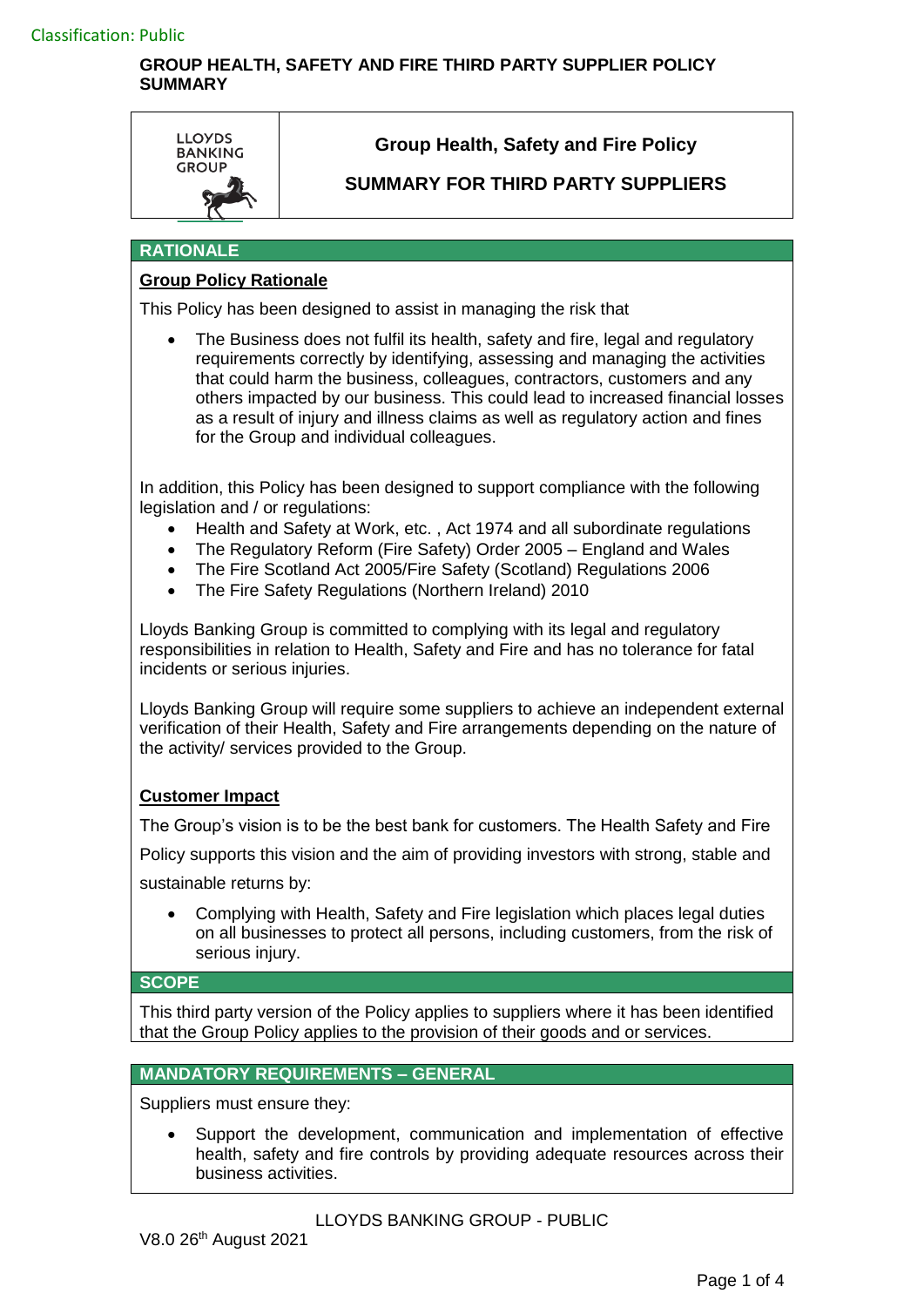Classification: Public

# GROUP HEALTH, SAFETY AND FIRE THIRD PARTY SUPPLIER POLICY SUMMARY

LLOYDS BANKING GROUP

## Group Health, Safety and Fire Policy

## SUMMARY FOR THIRD PARTY SUPPLIERS

## RATIONALE

**Group Policy Rationale**

This Policy has been designed to assist in managing the risk that

- The Business does not fulfil its health, safety and fire, legal and regulatory requirements correctly by identifying, assessing and managing the activities that could harm the business, colleagues, contractors, customers and any others impacted by our business. This could lead to increased financial losses as a result of injury and illness claims as well as regulatory action and fines for the Group and individual colleagues.

In addition, this Policy has been designed to support compliance with the following legislation and / or regulations:

- Health and Safety at Work, etc. , Act 1974 and all subordinate regulations
- The Regulatory Reform (Fire Safety) Order 2005 – England and Wales
- The Fire Scotland Act 2005/Fire Safety (Scotland) Regulations 2006
- The Fire Safety Regulations (Northern Ireland) 2010

Lloyds Banking Group is committed to complying with its legal and regulatory responsibilities in relation to Health, Safety and Fire and has no tolerance for fatal incidents or serious injuries.

Lloyds Banking Group will require some suppliers to achieve an independent external verification of their Health, Safety and Fire arrangements depending on the nature of the activity/ services provided to the Group.

**Customer Impact**

The Group's vision is to be the best bank for customers. The Health Safety and Fire Policy supports this vision and the aim of providing investors with strong, stable and sustainable returns by:

- Complying with Health, Safety and Fire legislation which places legal duties on all businesses to protect all persons, including customers, from the risk of serious injury.

## SCOPE

This third party version of the Policy applies to suppliers where it has been identified that the Group Policy applies to the provision of their goods and or services.

## MANDATORY REQUIREMENTS – GENERAL

Suppliers must ensure they:

- Support the development, communication and implementation of effective health, safety and fire controls by providing adequate resources across their business activities.

LLOYDS BANKING GROUP - PUBLIC

V8.0 26th August 2021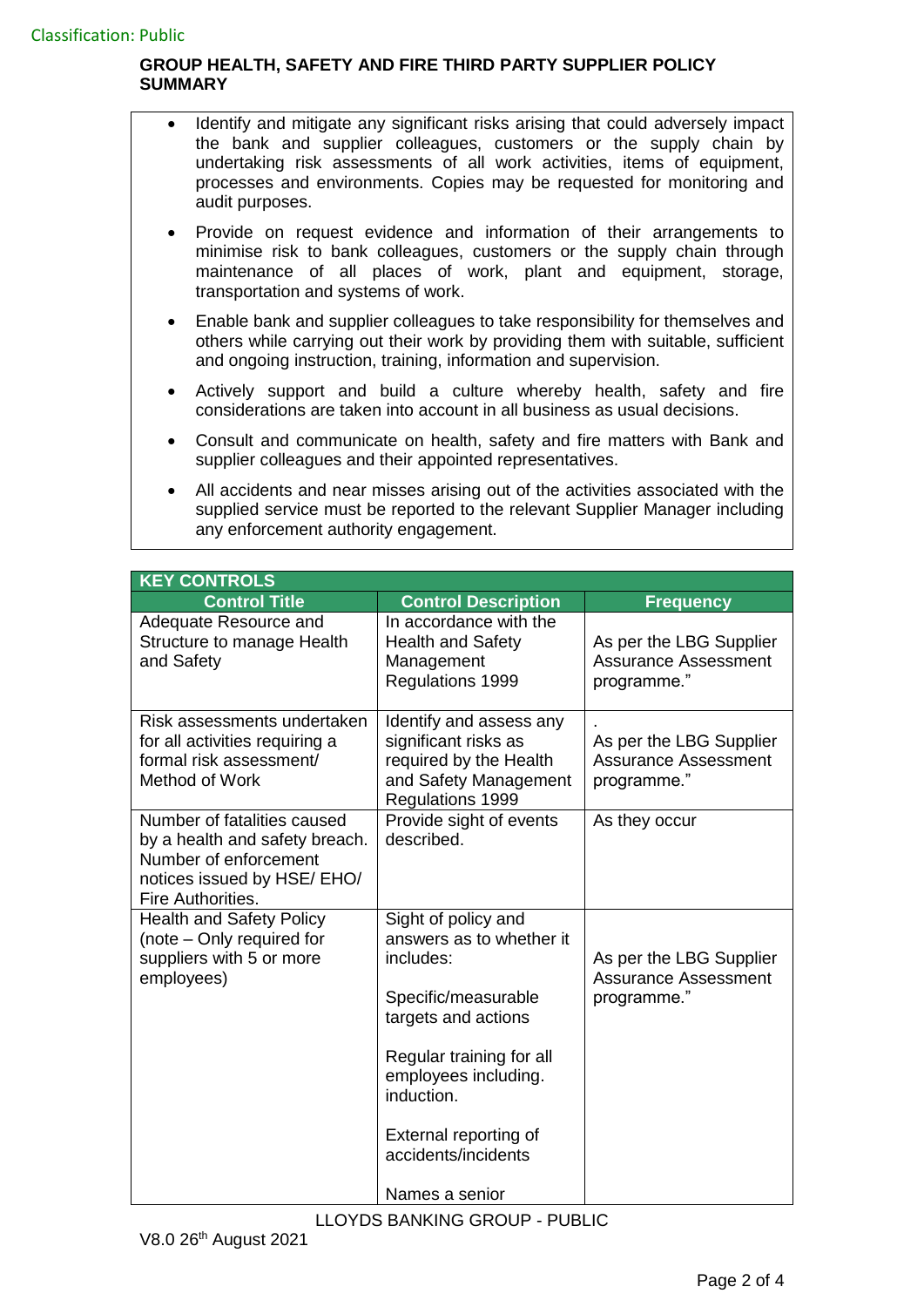Classification: Public

**GROUP HEALTH, SAFETY AND FIRE THIRD PARTY SUPPLIER POLICY SUMMARY**

- Identify and mitigate any significant risks arising that could adversely impact the bank and supplier colleagues, customers or the supply chain by undertaking risk assessments of all work activities, items of equipment, processes and environments. Copies may be requested for monitoring and audit purposes.
- Provide on request evidence and information of their arrangements to minimise risk to bank colleagues, customers or the supply chain through maintenance of all places of work, plant and equipment, storage, transportation and systems of work.
- Enable bank and supplier colleagues to take responsibility for themselves and others while carrying out their work by providing them with suitable, sufficient and ongoing instruction, training, information and supervision.
- Actively support and build a culture whereby health, safety and fire considerations are taken into account in all business as usual decisions.
- Consult and communicate on health, safety and fire matters with Bank and supplier colleagues and their appointed representatives.
- All accidents and near misses arising out of the activities associated with the supplied service must be reported to the relevant Supplier Manager including any enforcement authority engagement.

| KEY CONTROLS | | |
|---|---|---|
| **Control Title** | **Control Description** | **Frequency** |
| Adequate Resource and Structure to manage Health and Safety | In accordance with the Health and Safety Management Regulations 1999 | As per the LBG Supplier Assurance Assessment programme." |
| Risk assessments undertaken for all activities requiring a formal risk assessment/ Method of Work | Identify and assess any significant risks as required by the Health and Safety Management Regulations 1999 | . As per the LBG Supplier Assurance Assessment programme." |
| Number of fatalities caused by a health and safety breach. Number of enforcement notices issued by HSE/ EHO/ Fire Authorities. | Provide sight of events described. | As they occur |
| Health and Safety Policy (note – Only required for suppliers with 5 or more employees) | Sight of policy and answers as to whether it includes:<br><br>Specific/measurable targets and actions<br><br>Regular training for all employees including. induction.<br><br>External reporting of accidents/incidents<br><br>Names a senior | As per the LBG Supplier Assurance Assessment programme." |

LLOYDS BANKING GROUP - PUBLIC

V8.0 26th August 2021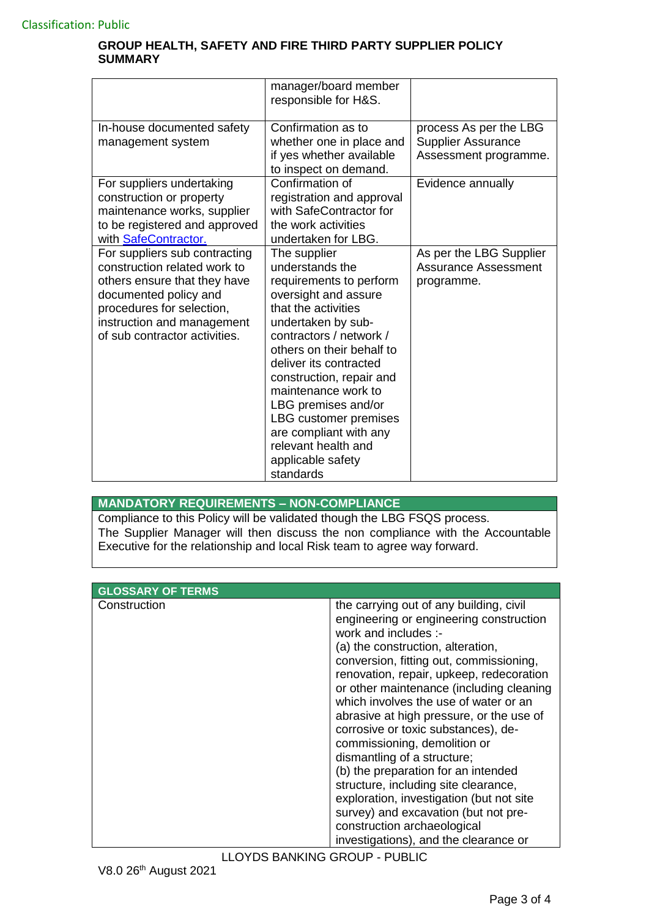Classification: Public

**GROUP HEALTH, SAFETY AND FIRE THIRD PARTY SUPPLIER POLICY SUMMARY**

| | | |
|---|---|---|
| | manager/board member responsible for H&S. | |
| In-house documented safety management system | Confirmation as to whether one in place and if yes whether available to inspect on demand. | process As per the LBG Supplier Assurance Assessment programme. |
| For suppliers undertaking construction or property maintenance works, supplier to be registered and approved with SafeContractor. | Confirmation of registration and approval with SafeContractor for the work activities undertaken for LBG. | Evidence annually |
| For suppliers sub contracting construction related work to others ensure that they have documented policy and procedures for selection, instruction and management of sub contractor activities. | The supplier understands the requirements to perform oversight and assure that the activities undertaken by sub-contractors / network / others on their behalf to deliver its contracted construction, repair and maintenance work to LBG premises and/or LBG customer premises are compliant with any relevant health and applicable safety standards | As per the LBG Supplier Assurance Assessment programme. |

| MANDATORY REQUIREMENTS – NON-COMPLIANCE |
|---|
| Compliance to this Policy will be validated though the LBG FSQS process. The Supplier Manager will then discuss the non compliance with the Accountable Executive for the relationship and local Risk team to agree way forward. |

| GLOSSARY OF TERMS | |
|---|---|
| Construction | the carrying out of any building, civil engineering or engineering construction work and includes :- (a) the construction, alteration, conversion, fitting out, commissioning, renovation, repair, upkeep, redecoration or other maintenance (including cleaning which involves the use of water or an abrasive at high pressure, or the use of corrosive or toxic substances), de-commissioning, demolition or dismantling of a structure; (b) the preparation for an intended structure, including site clearance, exploration, investigation (but not site survey) and excavation (but not pre-construction archaeological investigations), and the clearance or |

LLOYDS BANKING GROUP - PUBLIC

V8.0 26th August 2021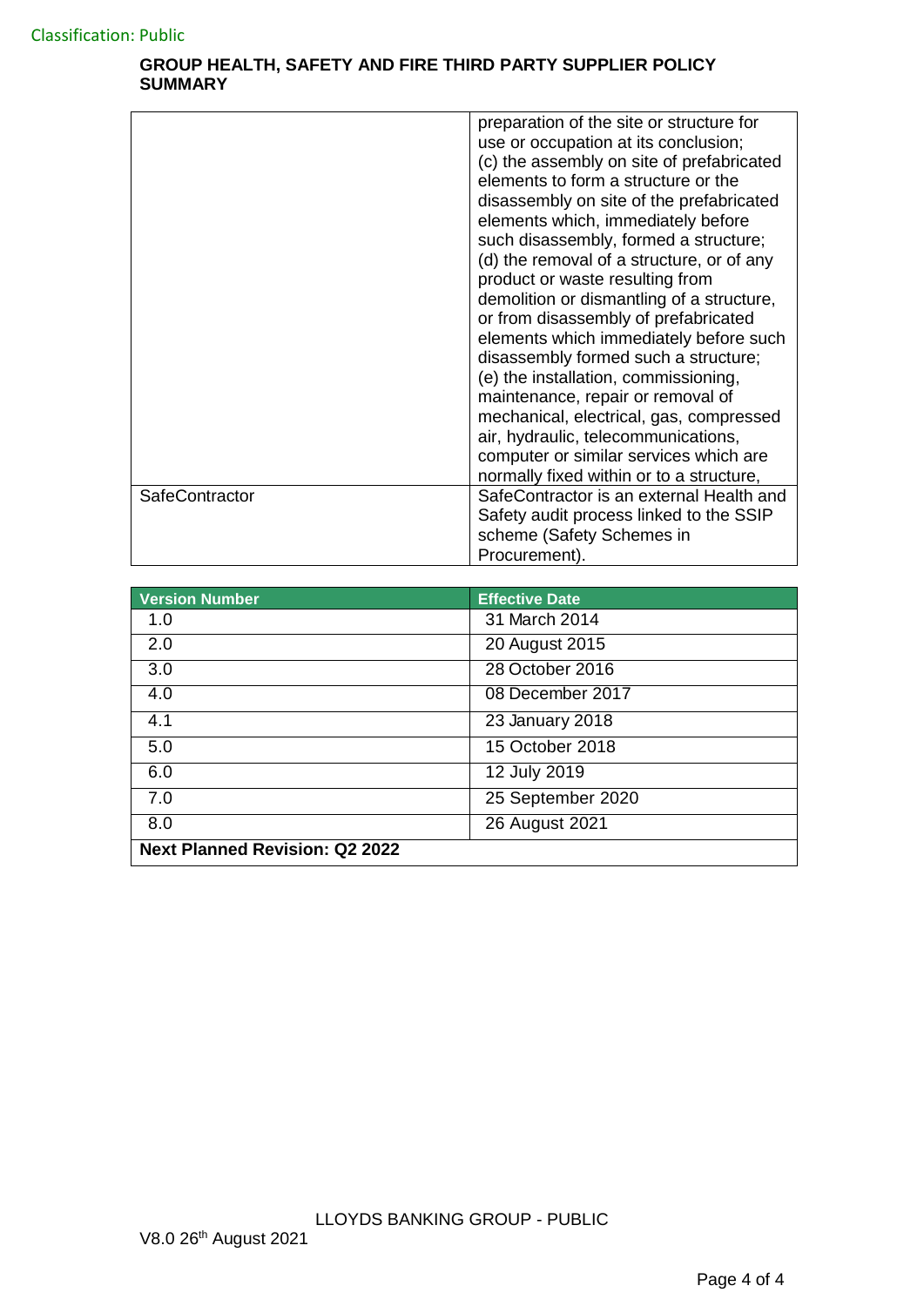| | |
|---|---|
| | preparation of the site or structure for use or occupation at its conclusion;<br>(c) the assembly on site of prefabricated elements to form a structure or the disassembly on site of the prefabricated elements which, immediately before such disassembly, formed a structure;<br>(d) the removal of a structure, or of any product or waste resulting from demolition or dismantling of a structure, or from disassembly of prefabricated elements which immediately before such disassembly formed such a structure;<br>(e) the installation, commissioning, maintenance, repair or removal of mechanical, electrical, gas, compressed air, hydraulic, telecommunications, computer or similar services which are normally fixed within or to a structure, |
| SafeContractor | SafeContractor is an external Health and Safety audit process linked to the SSIP scheme (Safety Schemes in Procurement). |

| Version Number | Effective Date |
|---|---|
| 1.0 | 31 March 2014 |
| 2.0 | 20 August 2015 |
| 3.0 | 28 October 2016 |
| 4.0 | 08 December 2017 |
| 4.1 | 23 January 2018 |
| 5.0 | 15 October 2018 |
| 6.0 | 12 July 2019 |
| 7.0 | 25 September 2020 |
| 8.0 | 26 August 2021 |
| **Next Planned Revision: Q2 2022** | |